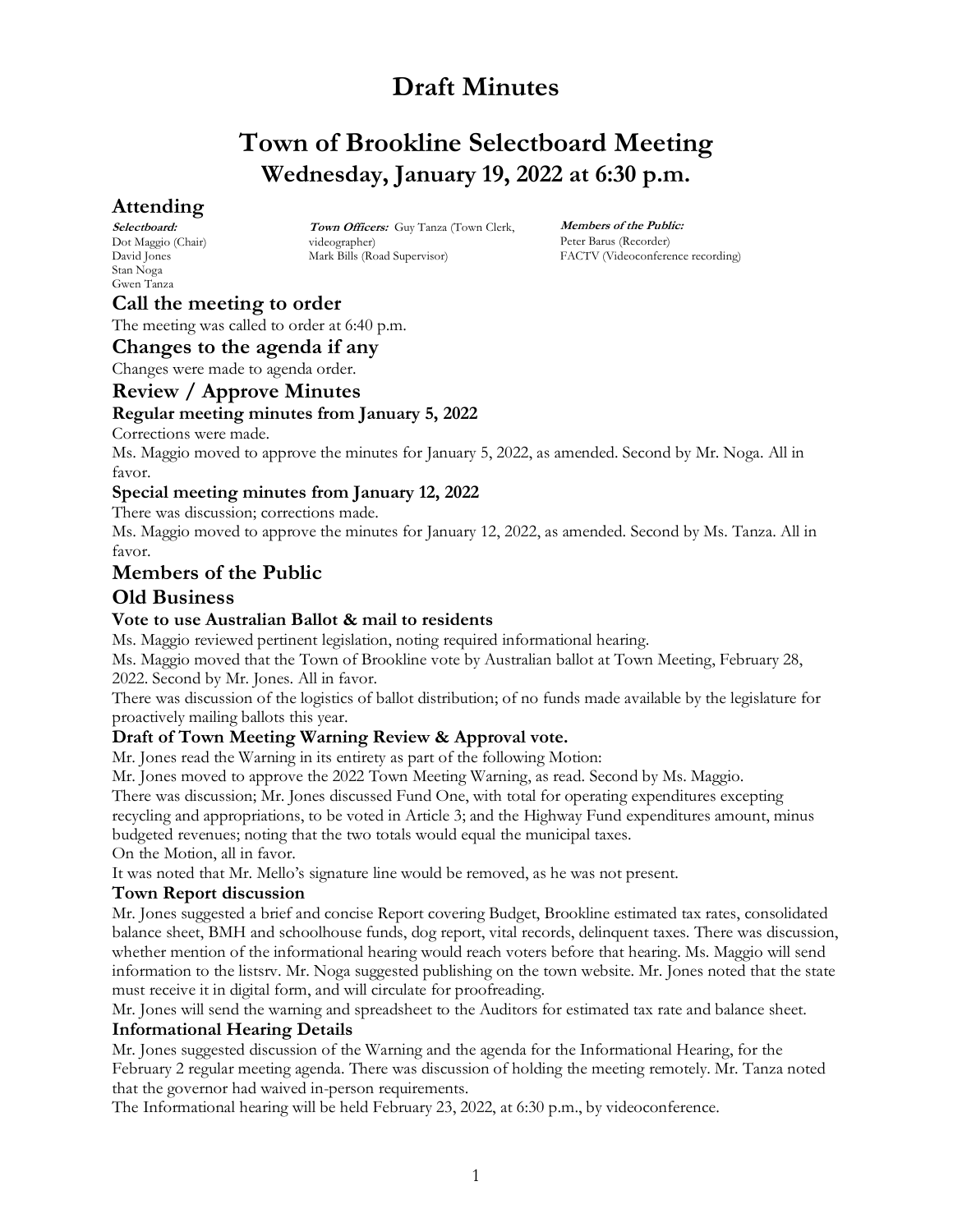# Draft Minutes

# Town of Brookline Selectboard Meeting

## Wednesday, January 19, 2022 at 6:30 p.m.

## Attending

***Selectboard:***
Dot Maggio (Chair)
David Jones
Stan Noga
Gwen Tanza

***Town Officers:*** Guy Tanza (Town Clerk, videographer)
Mark Bills (Road Supervisor)

***Members of the Public:***
Peter Barus (Recorder)
FACTV (Videoconference recording)

## Call the meeting to order

The meeting was called to order at 6:40 p.m.

## Changes to the agenda if any

Changes were made to agenda order.

## Review / Approve Minutes

### Regular meeting minutes from January 5, 2022

Corrections were made.

Ms. Maggio moved to approve the minutes for January 5, 2022, as amended. Second by Mr. Noga. All in favor.

### Special meeting minutes from January 12, 2022

There was discussion; corrections made.

Ms. Maggio moved to approve the minutes for January 12, 2022, as amended. Second by Ms. Tanza. All in favor.

## Members of the Public

## Old Business

### Vote to use Australian Ballot & mail to residents

Ms. Maggio reviewed pertinent legislation, noting required informational hearing.

Ms. Maggio moved that the Town of Brookline vote by Australian ballot at Town Meeting, February 28, 2022. Second by Mr. Jones. All in favor.

There was discussion of the logistics of ballot distribution; of no funds made available by the legislature for proactively mailing ballots this year.

### Draft of Town Meeting Warning Review & Approval vote.

Mr. Jones read the Warning in its entirety as part of the following Motion:

Mr. Jones moved to approve the 2022 Town Meeting Warning, as read. Second by Ms. Maggio.

There was discussion; Mr. Jones discussed Fund One, with total for operating expenditures excepting recycling and appropriations, to be voted in Article 3; and the Highway Fund expenditures amount, minus budgeted revenues; noting that the two totals would equal the municipal taxes.

On the Motion, all in favor.

It was noted that Mr. Mello's signature line would be removed, as he was not present.

### Town Report discussion

Mr. Jones suggested a brief and concise Report covering Budget, Brookline estimated tax rates, consolidated balance sheet, BMH and schoolhouse funds, dog report, vital records, delinquent taxes. There was discussion, whether mention of the informational hearing would reach voters before that hearing. Ms. Maggio will send information to the listsrv. Mr. Noga suggested publishing on the town website. Mr. Jones noted that the state must receive it in digital form, and will circulate for proofreading.

Mr. Jones will send the warning and spreadsheet to the Auditors for estimated tax rate and balance sheet.

### Informational Hearing Details

Mr. Jones suggested discussion of the Warning and the agenda for the Informational Hearing, for the February 2 regular meeting agenda. There was discussion of holding the meeting remotely. Mr. Tanza noted that the governor had waived in-person requirements.

The Informational hearing will be held February 23, 2022, at 6:30 p.m., by videoconference.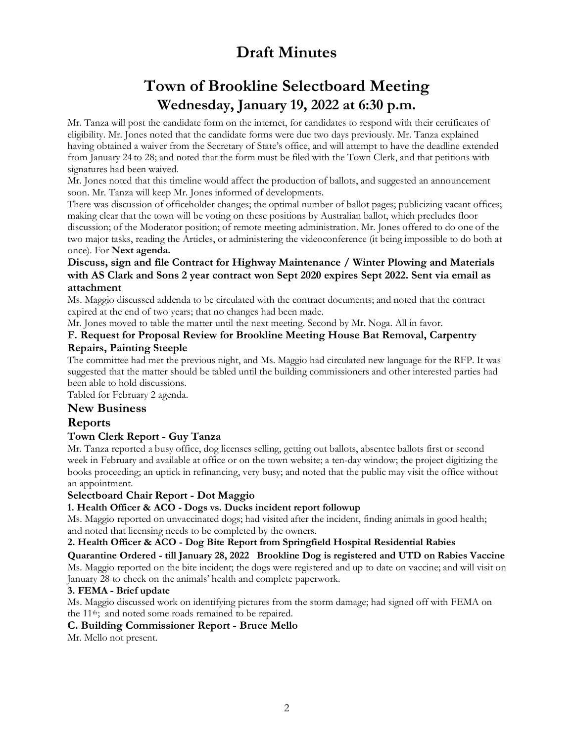# Draft Minutes

# Town of Brookline Selectboard Meeting

## Wednesday, January 19, 2022 at 6:30 p.m.

Mr. Tanza will post the candidate form on the internet, for candidates to respond with their certificates of eligibility. Mr. Jones noted that the candidate forms were due two days previously. Mr. Tanza explained having obtained a waiver from the Secretary of State's office, and will attempt to have the deadline extended from January 24 to 28; and noted that the form must be filed with the Town Clerk, and that petitions with signatures had been waived.

Mr. Jones noted that this timeline would affect the production of ballots, and suggested an announcement soon. Mr. Tanza will keep Mr. Jones informed of developments.

There was discussion of officeholder changes; the optimal number of ballot pages; publicizing vacant offices; making clear that the town will be voting on these positions by Australian ballot, which precludes floor discussion; of the Moderator position; of remote meeting administration. Mr. Jones offered to do one of the two major tasks, reading the Articles, or administering the videoconference (it being impossible to do both at once). For **Next agenda.**

**Discuss, sign and file Contract for Highway Maintenance / Winter Plowing and Materials with AS Clark and Sons 2 year contract won Sept 2020 expires Sept 2022. Sent via email as attachment**

Ms. Maggio discussed addenda to be circulated with the contract documents; and noted that the contract expired at the end of two years; that no changes had been made.

Mr. Jones moved to table the matter until the next meeting. Second by Mr. Noga. All in favor.

**F. Request for Proposal Review for Brookline Meeting House Bat Removal, Carpentry Repairs, Painting Steeple**

The committee had met the previous night, and Ms. Maggio had circulated new language for the RFP. It was suggested that the matter should be tabled until the building commissioners and other interested parties had been able to hold discussions.

Tabled for February 2 agenda.

### New Business

### Reports

**Town Clerk Report - Guy Tanza**

Mr. Tanza reported a busy office, dog licenses selling, getting out ballots, absentee ballots first or second week in February and available at office or on the town website; a ten-day window; the project digitizing the books proceeding; an uptick in refinancing, very busy; and noted that the public may visit the office without an appointment.

**Selectboard Chair Report - Dot Maggio**

**1. Health Officer & ACO - Dogs vs. Ducks incident report followup**

Ms. Maggio reported on unvaccinated dogs; had visited after the incident, finding animals in good health; and noted that licensing needs to be completed by the owners.

**2. Health Officer & ACO - Dog Bite Report from Springfield Hospital Residential Rabies Quarantine Ordered - till January 28, 2022 Brookline Dog is registered and UTD on Rabies Vaccine**

Ms. Maggio reported on the bite incident; the dogs were registered and up to date on vaccine; and will visit on January 28 to check on the animals' health and complete paperwork.

**3. FEMA - Brief update**

Ms. Maggio discussed work on identifying pictures from the storm damage; had signed off with FEMA on the 11th; and noted some roads remained to be repaired.

**C. Building Commissioner Report - Bruce Mello**

Mr. Mello not present.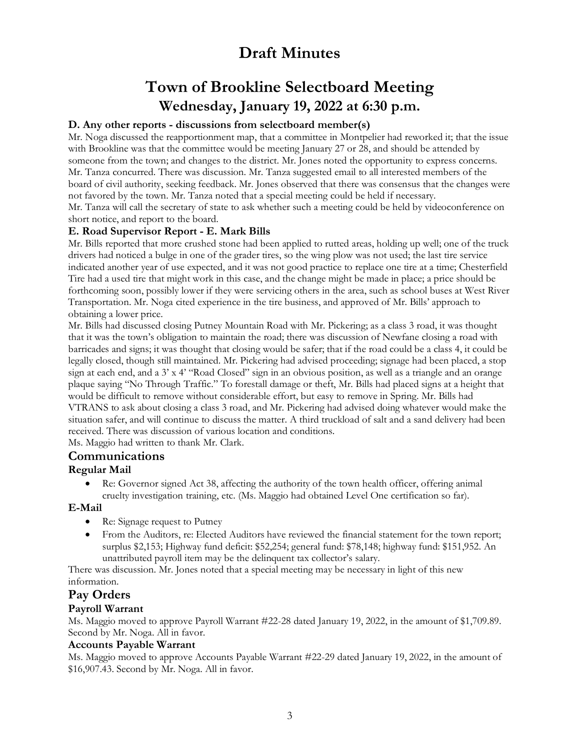# Draft Minutes

# Town of Brookline Selectboard Meeting

## Wednesday, January 19, 2022 at 6:30 p.m.

### D. Any other reports - discussions from selectboard member(s)

Mr. Noga discussed the reapportionment map, that a committee in Montpelier had reworked it; that the issue with Brookline was that the committee would be meeting January 27 or 28, and should be attended by someone from the town; and changes to the district. Mr. Jones noted the opportunity to express concerns. Mr. Tanza concurred. There was discussion. Mr. Tanza suggested email to all interested members of the board of civil authority, seeking feedback. Mr. Jones observed that there was consensus that the changes were not favored by the town. Mr. Tanza noted that a special meeting could be held if necessary.

Mr. Tanza will call the secretary of state to ask whether such a meeting could be held by videoconference on short notice, and report to the board.

### E. Road Supervisor Report - E. Mark Bills

Mr. Bills reported that more crushed stone had been applied to rutted areas, holding up well; one of the truck drivers had noticed a bulge in one of the grader tires, so the wing plow was not used; the last tire service indicated another year of use expected, and it was not good practice to replace one tire at a time; Chesterfield Tire had a used tire that might work in this case, and the change might be made in place; a price should be forthcoming soon, possibly lower if they were servicing others in the area, such as school buses at West River Transportation. Mr. Noga cited experience in the tire business, and approved of Mr. Bills' approach to obtaining a lower price.

Mr. Bills had discussed closing Putney Mountain Road with Mr. Pickering; as a class 3 road, it was thought that it was the town's obligation to maintain the road; there was discussion of Newfane closing a road with barricades and signs; it was thought that closing would be safer; that if the road could be a class 4, it could be legally closed, though still maintained. Mr. Pickering had advised proceeding; signage had been placed, a stop sign at each end, and a 3' x 4' "Road Closed" sign in an obvious position, as well as a triangle and an orange plaque saying "No Through Traffic." To forestall damage or theft, Mr. Bills had placed signs at a height that would be difficult to remove without considerable effort, but easy to remove in Spring. Mr. Bills had VTRANS to ask about closing a class 3 road, and Mr. Pickering had advised doing whatever would make the situation safer, and will continue to discuss the matter. A third truckload of salt and a sand delivery had been received. There was discussion of various location and conditions.

Ms. Maggio had written to thank Mr. Clark.

## Communications

### Regular Mail

- Re: Governor signed Act 38, affecting the authority of the town health officer, offering animal cruelty investigation training, etc. (Ms. Maggio had obtained Level One certification so far).

### E-Mail

- Re: Signage request to Putney
- From the Auditors, re: Elected Auditors have reviewed the financial statement for the town report; surplus $2,153; Highway fund deficit: $52,254; general fund: $78,148; highway fund: $151,952. An unattributed payroll item may be the delinquent tax collector's salary.

There was discussion. Mr. Jones noted that a special meeting may be necessary in light of this new information.

## Pay Orders

### Payroll Warrant

Ms. Maggio moved to approve Payroll Warrant #22-28 dated January 19, 2022, in the amount of $1,709.89. Second by Mr. Noga. All in favor.

### Accounts Payable Warrant

Ms. Maggio moved to approve Accounts Payable Warrant #22-29 dated January 19, 2022, in the amount of $16,907.43. Second by Mr. Noga. All in favor.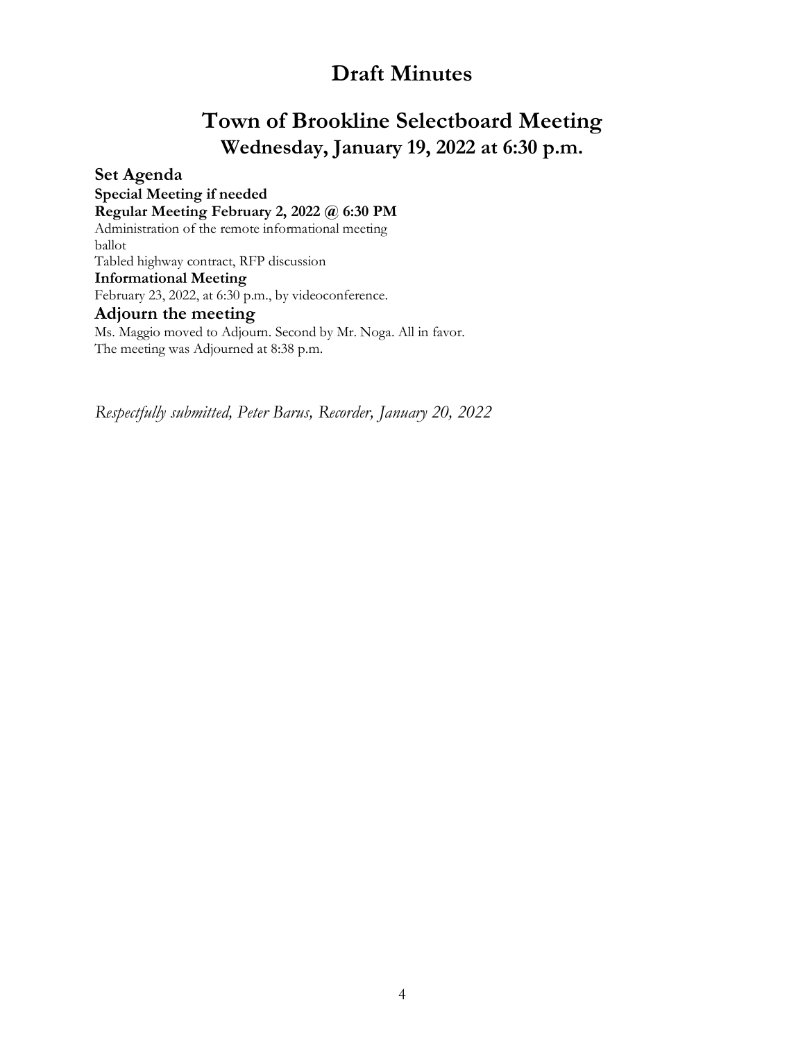# Draft Minutes

## Town of Brookline Selectboard Meeting

### Wednesday, January 19, 2022 at 6:30 p.m.

## Set Agenda

**Special Meeting if needed**

**Regular Meeting February 2, 2022 @ 6:30 PM**

Administration of the remote informational meeting ballot

Tabled highway contract, RFP discussion

**Informational Meeting**

February 23, 2022, at 6:30 p.m., by videoconference.

## Adjourn the meeting

Ms. Maggio moved to Adjourn. Second by Mr. Noga. All in favor.
The meeting was Adjourned at 8:38 p.m.

*Respectfully submitted, Peter Barus, Recorder, January 20, 2022*